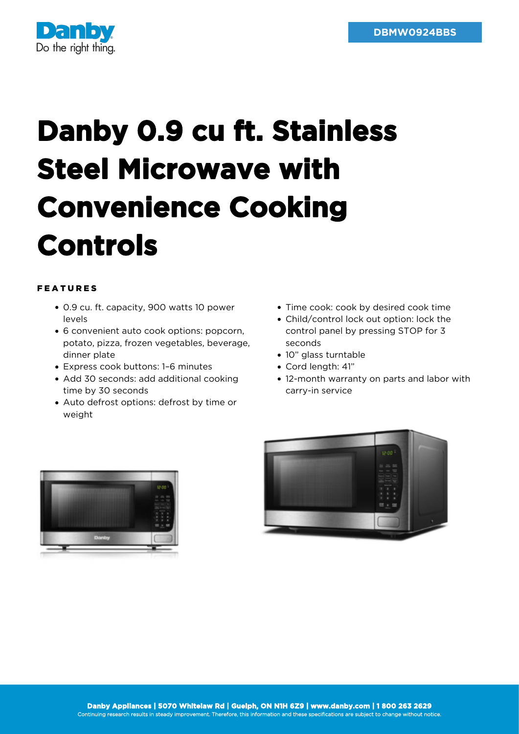DBMW0924BBS

# Danby 0.9 cu ft. Stainless Steel Microwave with Convenience Cooking Controls

## FEATURES

- 0.9 cu. ft. capacity, 900 watts 10 power levels
- 6 convenient auto cook options: popcorn, potato, pizza, frozen vegetables, beverage, dinner plate
- Express cook buttons: 1–6 minutes
- Add 30 seconds: add additional cooking time by 30 seconds
- Auto defrost options: defrost by time or weight
- Time cook: cook by desired cook time
- Child/control lock out option: lock the control panel by pressing STOP for 3 seconds
- 10" glass turntable
- Cord length: 41"
- 12-month warranty on parts and labor with carry-in service

**Danby Appliances | 5070 Whitelaw Rd | Guelph, ON N1H 6Z9 | www.danby.com | 1 800 263 2629**
Continuing research results in steady improvement. Therefore, this information and these specifications are subject to change without notice.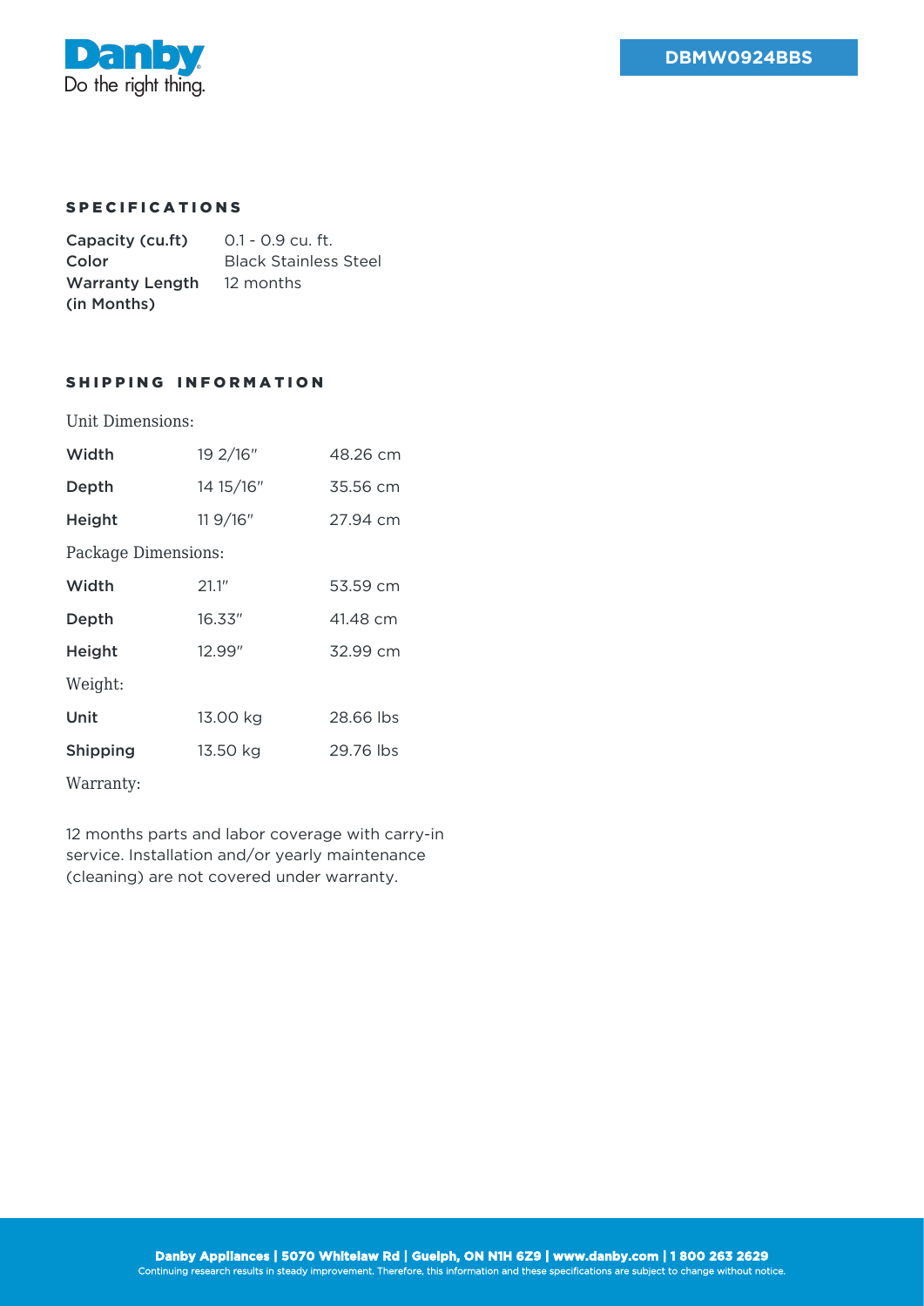Danby
Do the right thing.

**DBMW0924BBS**

## SPECIFICATIONS

| | |
|---|---|
| **Capacity (cu.ft)** | 0.1 - 0.9 cu. ft. |
| **Color** | Black Stainless Steel |
| **Warranty Length (in Months)** | 12 months |

## SHIPPING INFORMATION

Unit Dimensions:

| | | |
|---|---|---|
| **Width** | 19 2/16" | 48.26 cm |
| **Depth** | 14 15/16" | 35.56 cm |
| **Height** | 11 9/16" | 27.94 cm |

Package Dimensions:

| | | |
|---|---|---|
| **Width** | 21.1" | 53.59 cm |
| **Depth** | 16.33" | 41.48 cm |
| **Height** | 12.99" | 32.99 cm |

Weight:

| | | |
|---|---|---|
| **Unit** | 13.00 kg | 28.66 lbs |
| **Shipping** | 13.50 kg | 29.76 lbs |

Warranty:

12 months parts and labor coverage with carry-in service. Installation and/or yearly maintenance (cleaning) are not covered under warranty.

**Danby Appliances | 5070 Whitelaw Rd | Guelph, ON N1H 6Z9 | www.danby.com | 1 800 263 2629**
Continuing research results in steady improvement. Therefore, this information and these specifications are subject to change without notice.